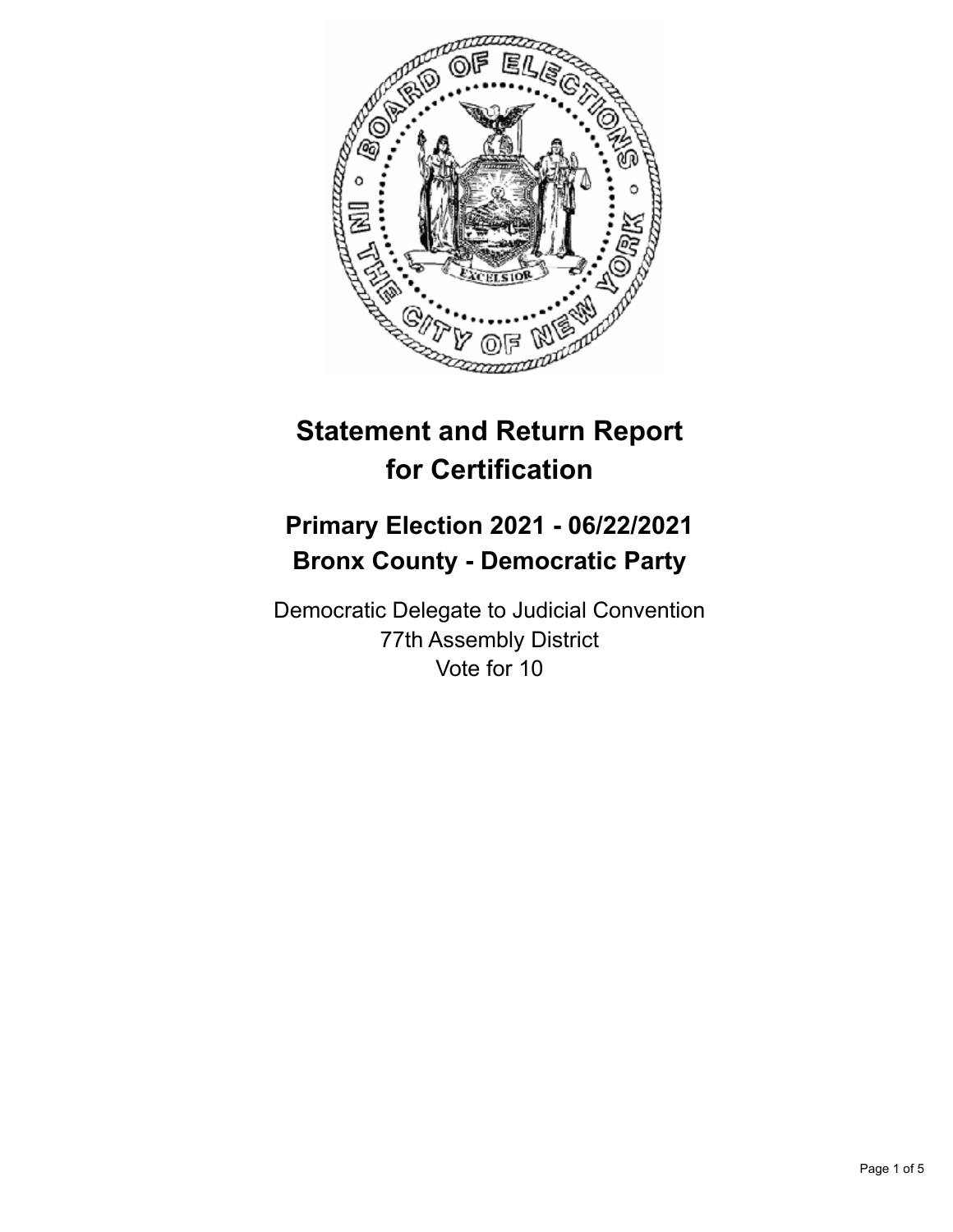# Statement and Return Report for Certification

## Primary Election 2021 - 06/22/2021
## Bronx County - Democratic Party

Democratic Delegate to Judicial Convention
77th Assembly District
Vote for 10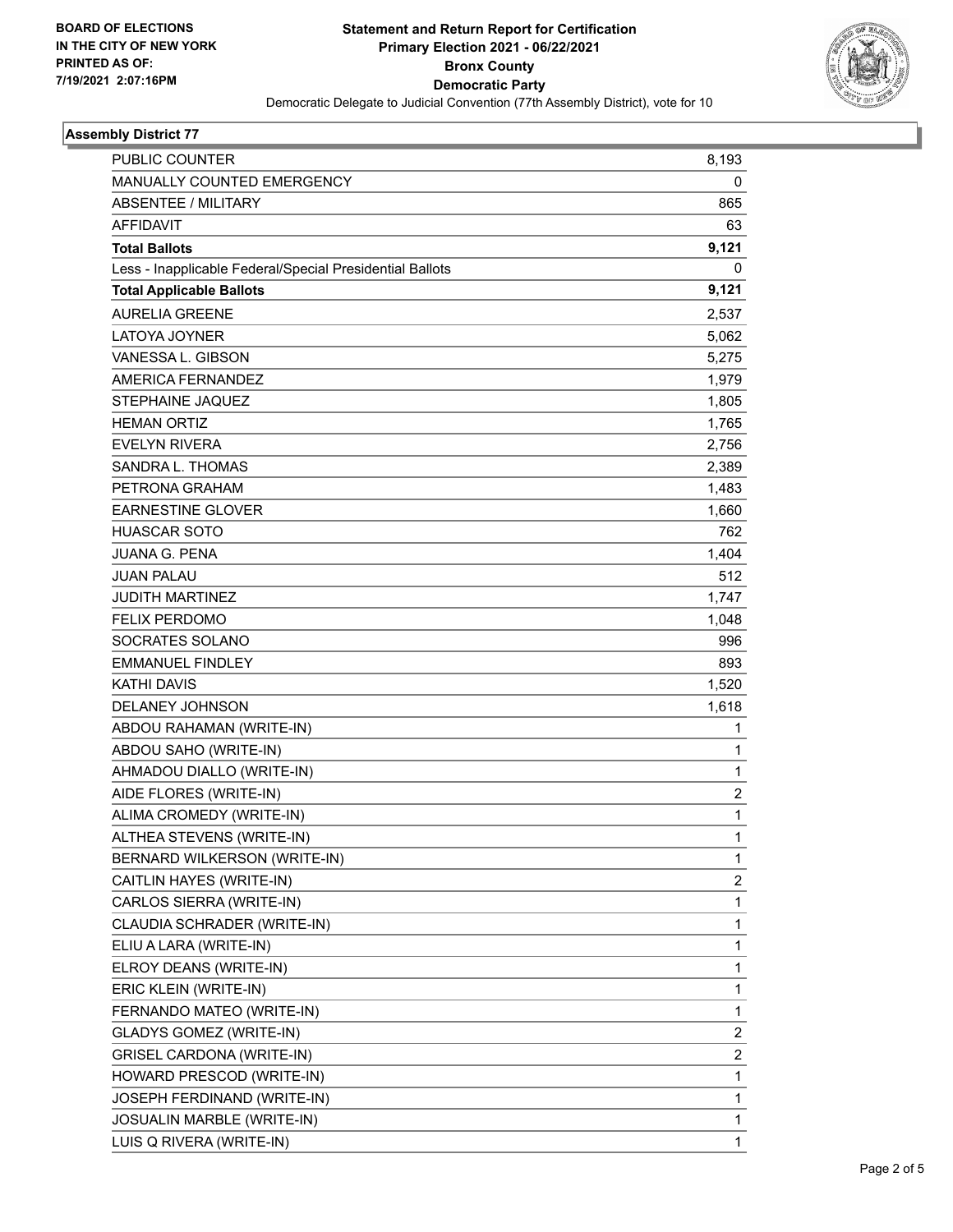**BOARD OF ELECTIONS IN THE CITY OF NEW YORK PRINTED AS OF: 7/19/2021 2:07:16PM**

**Statement and Return Report for Certification**
**Primary Election 2021 - 06/22/2021**
**Bronx County**
**Democratic Party**
Democratic Delegate to Judicial Convention (77th Assembly District), vote for 10

**Assembly District 77**

| | |
|---|---|
| PUBLIC COUNTER | 8,193 |
| MANUALLY COUNTED EMERGENCY | 0 |
| ABSENTEE / MILITARY | 865 |
| AFFIDAVIT | 63 |
| **Total Ballots** | **9,121** |
| Less - Inapplicable Federal/Special Presidential Ballots | 0 |
| **Total Applicable Ballots** | **9,121** |
| AURELIA GREENE | 2,537 |
| LATOYA JOYNER | 5,062 |
| VANESSA L. GIBSON | 5,275 |
| AMERICA FERNANDEZ | 1,979 |
| STEPHAINE JAQUEZ | 1,805 |
| HEMAN ORTIZ | 1,765 |
| EVELYN RIVERA | 2,756 |
| SANDRA L. THOMAS | 2,389 |
| PETRONA GRAHAM | 1,483 |
| EARNESTINE GLOVER | 1,660 |
| HUASCAR SOTO | 762 |
| JUANA G. PENA | 1,404 |
| JUAN PALAU | 512 |
| JUDITH MARTINEZ | 1,747 |
| FELIX PERDOMO | 1,048 |
| SOCRATES SOLANO | 996 |
| EMMANUEL FINDLEY | 893 |
| KATHI DAVIS | 1,520 |
| DELANEY JOHNSON | 1,618 |
| ABDOU RAHAMAN (WRITE-IN) | 1 |
| ABDOU SAHO (WRITE-IN) | 1 |
| AHMADOU DIALLO (WRITE-IN) | 1 |
| AIDE FLORES (WRITE-IN) | 2 |
| ALIMA CROMEDY (WRITE-IN) | 1 |
| ALTHEA STEVENS (WRITE-IN) | 1 |
| BERNARD WILKERSON (WRITE-IN) | 1 |
| CAITLIN HAYES (WRITE-IN) | 2 |
| CARLOS SIERRA (WRITE-IN) | 1 |
| CLAUDIA SCHRADER (WRITE-IN) | 1 |
| ELIU A LARA (WRITE-IN) | 1 |
| ELROY DEANS (WRITE-IN) | 1 |
| ERIC KLEIN (WRITE-IN) | 1 |
| FERNANDO MATEO (WRITE-IN) | 1 |
| GLADYS GOMEZ (WRITE-IN) | 2 |
| GRISEL CARDONA (WRITE-IN) | 2 |
| HOWARD PRESCOD (WRITE-IN) | 1 |
| JOSEPH FERDINAND (WRITE-IN) | 1 |
| JOSUALIN MARBLE (WRITE-IN) | 1 |
| LUIS Q RIVERA (WRITE-IN) | 1 |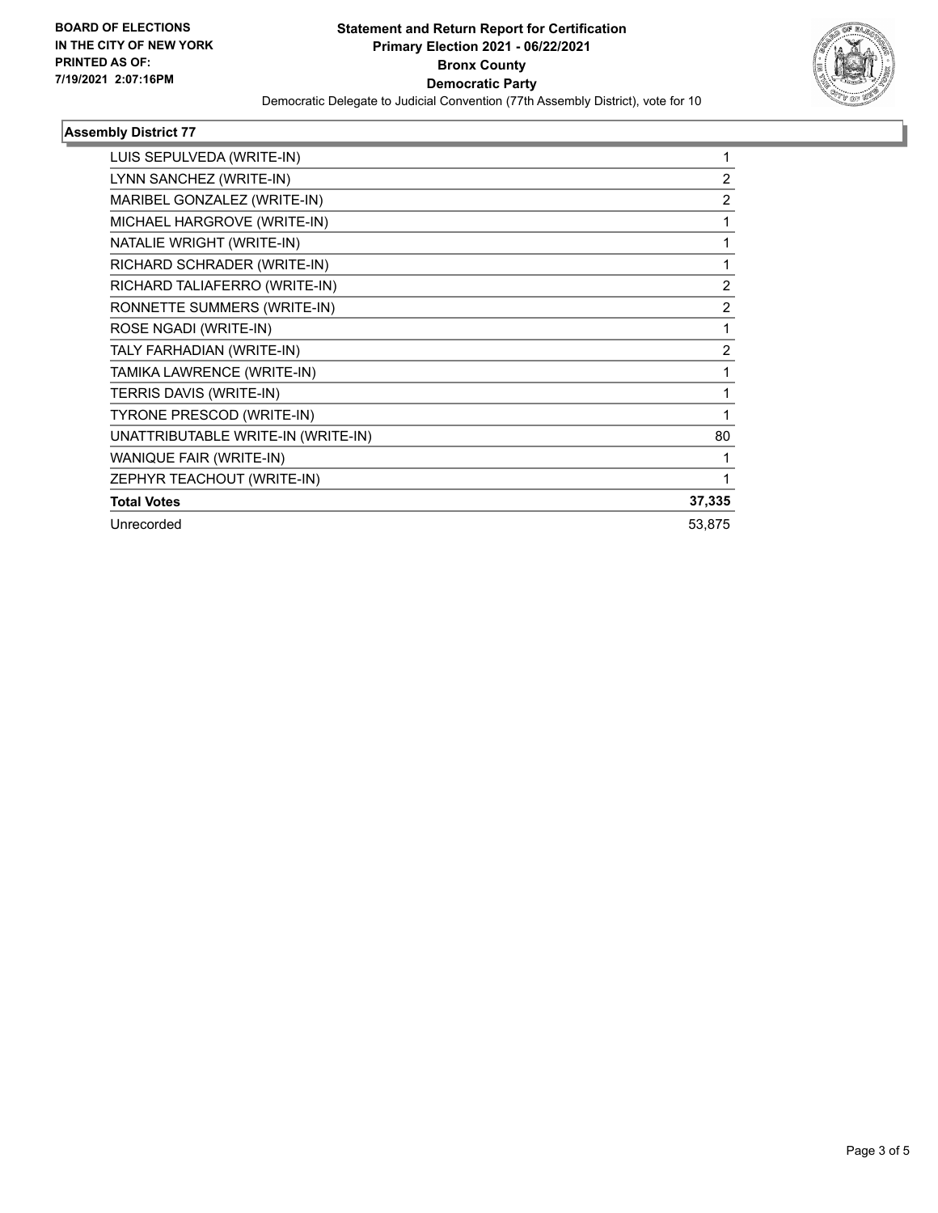**BOARD OF ELECTIONS IN THE CITY OF NEW YORK PRINTED AS OF: 7/19/2021 2:07:16PM**

# Statement and Return Report for Certification
## Primary Election 2021 - 06/22/2021
## Bronx County
## Democratic Party

Democratic Delegate to Judicial Convention (77th Assembly District), vote for 10

### Assembly District 77

| Candidate | Votes |
|---|---|
| LUIS SEPULVEDA (WRITE-IN) | 1 |
| LYNN SANCHEZ (WRITE-IN) | 2 |
| MARIBEL GONZALEZ (WRITE-IN) | 2 |
| MICHAEL HARGROVE (WRITE-IN) | 1 |
| NATALIE WRIGHT (WRITE-IN) | 1 |
| RICHARD SCHRADER (WRITE-IN) | 1 |
| RICHARD TALIAFERRO (WRITE-IN) | 2 |
| RONNETTE SUMMERS (WRITE-IN) | 2 |
| ROSE NGADI (WRITE-IN) | 1 |
| TALY FARHADIAN (WRITE-IN) | 2 |
| TAMIKA LAWRENCE (WRITE-IN) | 1 |
| TERRIS DAVIS (WRITE-IN) | 1 |
| TYRONE PRESCOD (WRITE-IN) | 1 |
| UNATTRIBUTABLE WRITE-IN (WRITE-IN) | 80 |
| WANIQUE FAIR (WRITE-IN) | 1 |
| ZEPHYR TEACHOUT (WRITE-IN) | 1 |
| **Total Votes** | **37,335** |
| Unrecorded | 53,875 |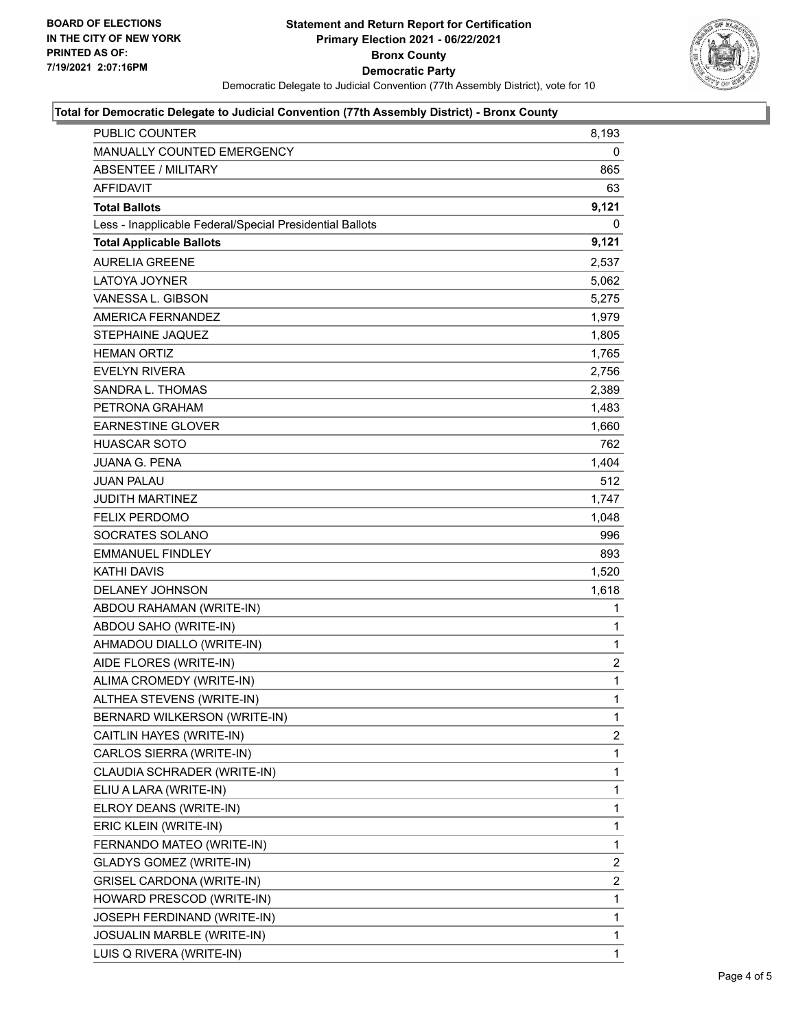BOARD OF ELECTIONS
IN THE CITY OF NEW YORK
PRINTED AS OF:
7/19/2021 2:07:16PM

**Statement and Return Report for Certification**
**Primary Election 2021 - 06/22/2021**
**Bronx County**
**Democratic Party**
Democratic Delegate to Judicial Convention (77th Assembly District), vote for 10

**Total for Democratic Delegate to Judicial Convention (77th Assembly District) - Bronx County**

| | |
|---|---|
| PUBLIC COUNTER | 8,193 |
| MANUALLY COUNTED EMERGENCY | 0 |
| ABSENTEE / MILITARY | 865 |
| AFFIDAVIT | 63 |
| **Total Ballots** | **9,121** |
| Less - Inapplicable Federal/Special Presidential Ballots | 0 |
| **Total Applicable Ballots** | **9,121** |
| AURELIA GREENE | 2,537 |
| LATOYA JOYNER | 5,062 |
| VANESSA L. GIBSON | 5,275 |
| AMERICA FERNANDEZ | 1,979 |
| STEPHAINE JAQUEZ | 1,805 |
| HEMAN ORTIZ | 1,765 |
| EVELYN RIVERA | 2,756 |
| SANDRA L. THOMAS | 2,389 |
| PETRONA GRAHAM | 1,483 |
| EARNESTINE GLOVER | 1,660 |
| HUASCAR SOTO | 762 |
| JUANA G. PENA | 1,404 |
| JUAN PALAU | 512 |
| JUDITH MARTINEZ | 1,747 |
| FELIX PERDOMO | 1,048 |
| SOCRATES SOLANO | 996 |
| EMMANUEL FINDLEY | 893 |
| KATHI DAVIS | 1,520 |
| DELANEY JOHNSON | 1,618 |
| ABDOU RAHAMAN (WRITE-IN) | 1 |
| ABDOU SAHO (WRITE-IN) | 1 |
| AHMADOU DIALLO (WRITE-IN) | 1 |
| AIDE FLORES (WRITE-IN) | 2 |
| ALIMA CROMEDY (WRITE-IN) | 1 |
| ALTHEA STEVENS (WRITE-IN) | 1 |
| BERNARD WILKERSON (WRITE-IN) | 1 |
| CAITLIN HAYES (WRITE-IN) | 2 |
| CARLOS SIERRA (WRITE-IN) | 1 |
| CLAUDIA SCHRADER (WRITE-IN) | 1 |
| ELIU A LARA (WRITE-IN) | 1 |
| ELROY DEANS (WRITE-IN) | 1 |
| ERIC KLEIN (WRITE-IN) | 1 |
| FERNANDO MATEO (WRITE-IN) | 1 |
| GLADYS GOMEZ (WRITE-IN) | 2 |
| GRISEL CARDONA (WRITE-IN) | 2 |
| HOWARD PRESCOD (WRITE-IN) | 1 |
| JOSEPH FERDINAND (WRITE-IN) | 1 |
| JOSUALIN MARBLE (WRITE-IN) | 1 |
| LUIS Q RIVERA (WRITE-IN) | 1 |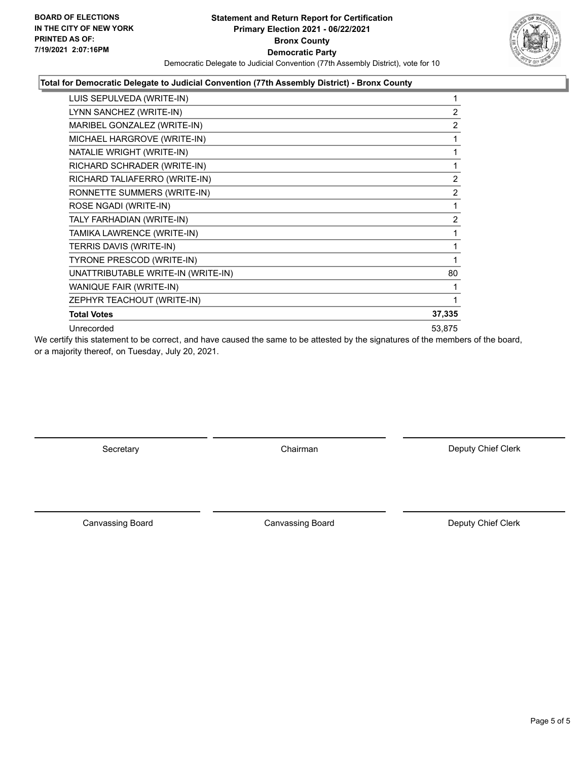**BOARD OF ELECTIONS IN THE CITY OF NEW YORK PRINTED AS OF: 7/19/2021 2:07:16PM**

**Statement and Return Report for Certification**
**Primary Election 2021 - 06/22/2021**
**Bronx County**
**Democratic Party**
Democratic Delegate to Judicial Convention (77th Assembly District), vote for 10

**Total for Democratic Delegate to Judicial Convention (77th Assembly District) - Bronx County**

| | |
|---|---|
| LUIS SEPULVEDA (WRITE-IN) | 1 |
| LYNN SANCHEZ (WRITE-IN) | 2 |
| MARIBEL GONZALEZ (WRITE-IN) | 2 |
| MICHAEL HARGROVE (WRITE-IN) | 1 |
| NATALIE WRIGHT (WRITE-IN) | 1 |
| RICHARD SCHRADER (WRITE-IN) | 1 |
| RICHARD TALIAFERRO (WRITE-IN) | 2 |
| RONNETTE SUMMERS (WRITE-IN) | 2 |
| ROSE NGADI (WRITE-IN) | 1 |
| TALY FARHADIAN (WRITE-IN) | 2 |
| TAMIKA LAWRENCE (WRITE-IN) | 1 |
| TERRIS DAVIS (WRITE-IN) | 1 |
| TYRONE PRESCOD (WRITE-IN) | 1 |
| UNATTRIBUTABLE WRITE-IN (WRITE-IN) | 80 |
| WANIQUE FAIR (WRITE-IN) | 1 |
| ZEPHYR TEACHOUT (WRITE-IN) | 1 |
| **Total Votes** | **37,335** |
| Unrecorded | 53,875 |

We certify this statement to be correct, and have caused the same to be attested by the signatures of the members of the board, or a majority thereof, on Tuesday, July 20, 2021.

Secretary

Chairman

Deputy Chief Clerk

Canvassing Board

Canvassing Board

Deputy Chief Clerk